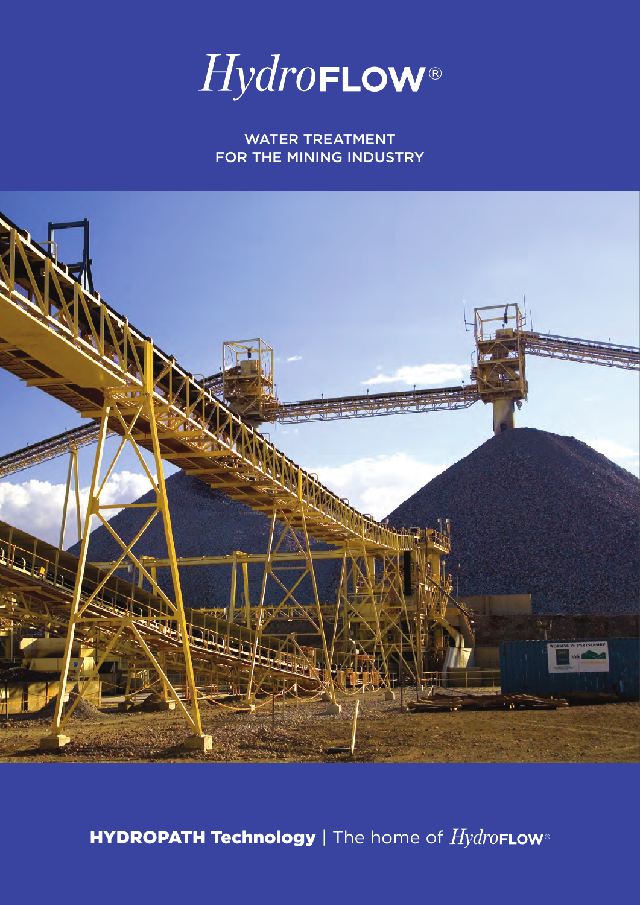# *Hydro*FLOW®

WATER TREATMENT
FOR THE MINING INDUSTRY

**HYDROPATH Technology** | The home of *Hydro*FLOW®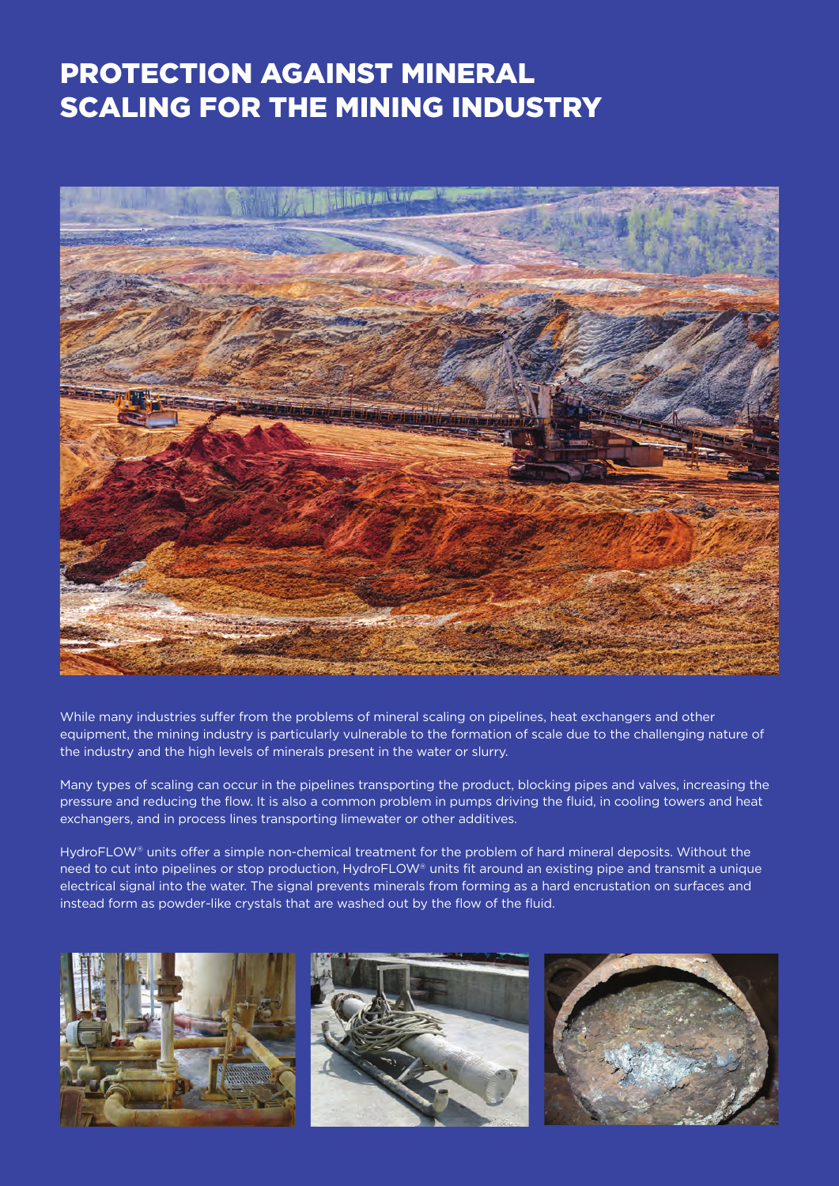# PROTECTION AGAINST MINERAL SCALING FOR THE MINING INDUSTRY

While many industries suffer from the problems of mineral scaling on pipelines, heat exchangers and other equipment, the mining industry is particularly vulnerable to the formation of scale due to the challenging nature of the industry and the high levels of minerals present in the water or slurry.

Many types of scaling can occur in the pipelines transporting the product, blocking pipes and valves, increasing the pressure and reducing the flow. It is also a common problem in pumps driving the fluid, in cooling towers and heat exchangers, and in process lines transporting limewater or other additives.

HydroFLOW® units offer a simple non-chemical treatment for the problem of hard mineral deposits. Without the need to cut into pipelines or stop production, HydroFLOW® units fit around an existing pipe and transmit a unique electrical signal into the water. The signal prevents minerals from forming as a hard encrustation on surfaces and instead form as powder-like crystals that are washed out by the flow of the fluid.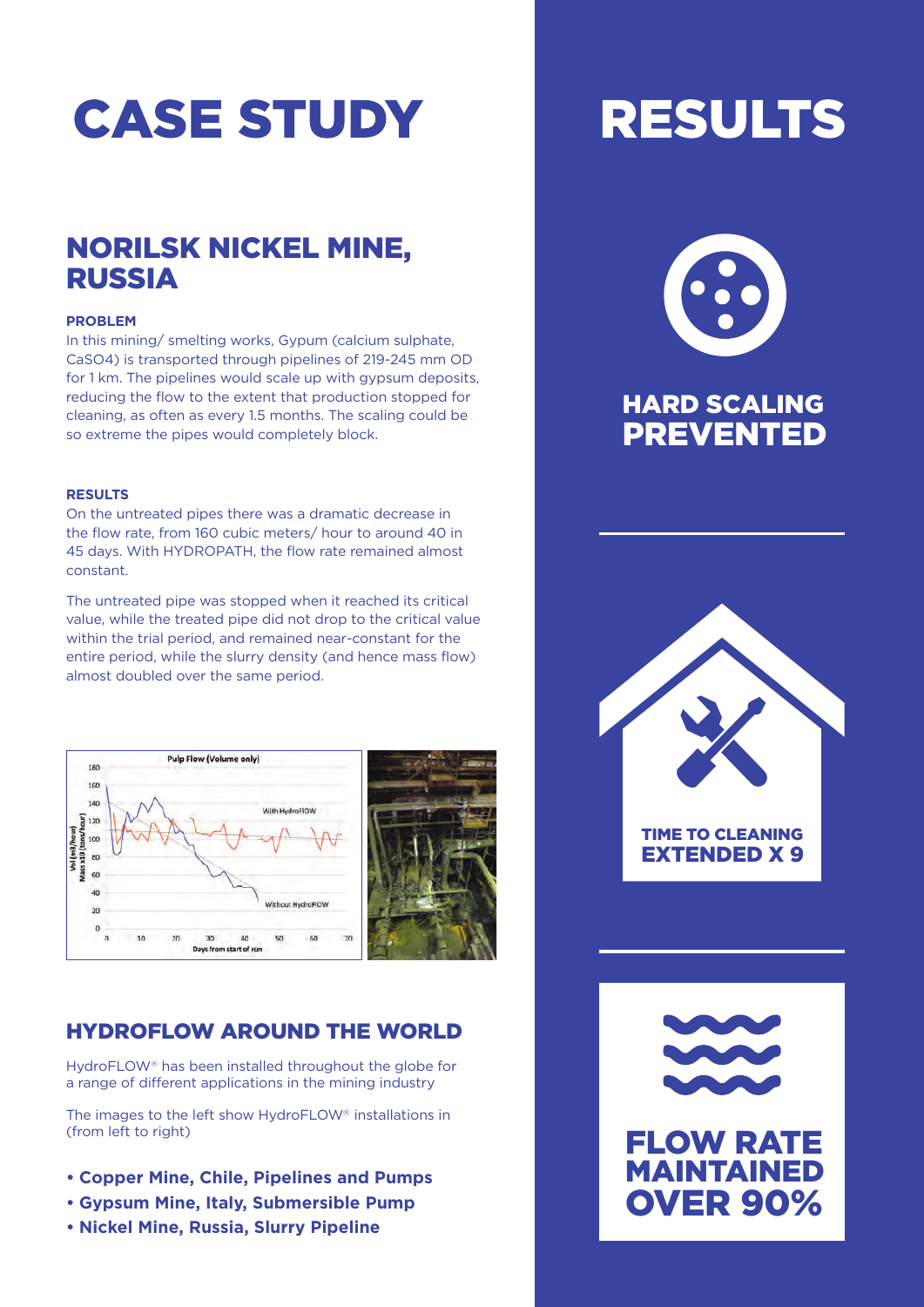# CASE STUDY

## NORILSK NICKEL MINE, RUSSIA

**PROBLEM**

In this mining/ smelting works, Gypum (calcium sulphate, CaSO4) is transported through pipelines of 219-245 mm OD for 1 km. The pipelines would scale up with gypsum deposits, reducing the flow to the extent that production stopped for cleaning, as often as every 1.5 months. The scaling could be so extreme the pipes would completely block.

**RESULTS**

On the untreated pipes there was a dramatic decrease in the flow rate, from 160 cubic meters/ hour to around 40 in 45 days. With HYDROPATH, the flow rate remained almost constant.

The untreated pipe was stopped when it reached its critical value, while the treated pipe did not drop to the critical value within the trial period, and remained near-constant for the entire period, while the slurry density (and hence mass flow) almost doubled over the same period.

## HYDROFLOW AROUND THE WORLD

HydroFLOW® has been installed throughout the globe for a range of different applications in the mining industry

The images to the left show HydroFLOW® installations in (from left to right)

- **Copper Mine, Chile, Pipelines and Pumps**
- **Gypsum Mine, Italy, Submersible Pump**
- **Nickel Mine, Russia, Slurry Pipeline**

# RESULTS

**HARD SCALING PREVENTED**

**TIME TO CLEANING EXTENDED X 9**

**FLOW RATE MAINTAINED OVER 90%**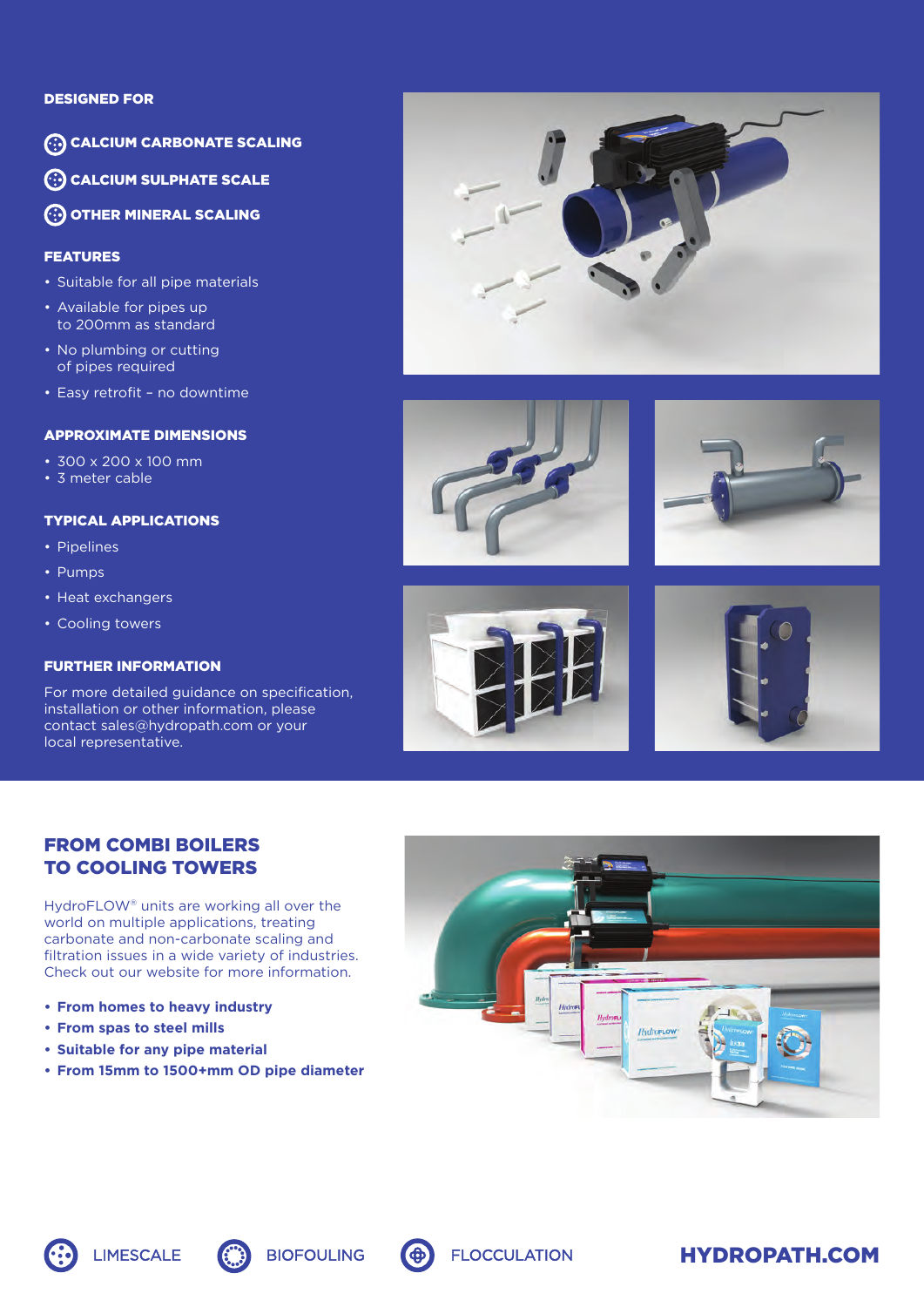## DESIGNED FOR

- CALCIUM CARBONATE SCALING
- CALCIUM SULPHATE SCALE
- OTHER MINERAL SCALING

## FEATURES

- Suitable for all pipe materials
- Available for pipes up to 200mm as standard
- No plumbing or cutting of pipes required
- Easy retrofit – no downtime

## APPROXIMATE DIMENSIONS

- 300 x 200 x 100 mm
- 3 meter cable

## TYPICAL APPLICATIONS

- Pipelines
- Pumps
- Heat exchangers
- Cooling towers

## FURTHER INFORMATION

For more detailed guidance on specification, installation or other information, please contact sales@hydropath.com or your local representative.

## FROM COMBI BOILERS TO COOLING TOWERS

HydroFLOW® units are working all over the world on multiple applications, treating carbonate and non-carbonate scaling and filtration issues in a wide variety of industries. Check out our website for more information.

- **From homes to heavy industry**
- **From spas to steel mills**
- **Suitable for any pipe material**
- **From 15mm to 1500+mm OD pipe diameter**

LIMESCALE BIOFOULING FLOCCULATION

**HYDROPATH.COM**